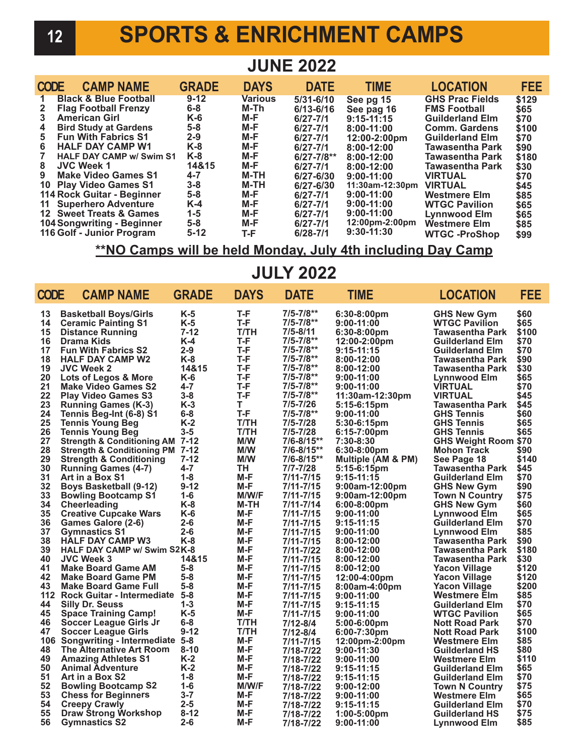# SPORTS & ENRICHMENT CAMPS

## JUNE 2022

| CODE | CAMP NAME | GRADE | DAYS | DATE | TIME | LOCATION | FEE |
|---|---|---|---|---|---|---|---|
| 1 | Black & Blue Football | 9-12 | Various | 5/31-6/10 | See pg 15 | GHS Prac Fields | $129 |
| 2 | Flag Football Frenzy | 6-8 | M-Th | 6/13-6/16 | See pag 16 | FMS Football | $65 |
| 3 | American Girl | K-6 | M-F | 6/27-7/1 | 9:15-11:15 | Guilderland Elm | $70 |
| 4 | Bird Study at Gardens | 5-8 | M-F | 6/27-7/1 | 8:00-11:00 | Comm. Gardens | $100 |
| 5 | Fun With Fabrics S1 | 2-9 | M-F | 6/27-7/1 | 12:00-2:00pm | Guilderland Elm | $70 |
| 6 | HALF DAY CAMP W1 | K-8 | M-F | 6/27-7/1 | 8:00-12:00 | Tawasentha Park | $90 |
| 7 | HALF DAY CAMP w/ Swim S1 | K-8 | M-F | 6/27-7/8** | 8:00-12:00 | Tawasentha Park | $180 |
| 8 | JVC Week 1 | 14&15 | M-F | 6/27-7/1 | 8:00-12:00 | Tawasentha Park | $30 |
| 9 | Make Video Games S1 | 4-7 | M-TH | 6/27-6/30 | 9:00-11:00 | VIRTUAL | $70 |
| 10 | Play Video Games S1 | 3-8 | M-TH | 6/27-6/30 | 11:30am-12:30pm | VIRTUAL | $45 |
| 114 | Rock Guitar - Beginner | 5-8 | M-F | 6/27-7/1 | 9:00-11:00 | Westmere Elm | $85 |
| 11 | Superhero Adventure | K-4 | M-F | 6/27-7/1 | 9:00-11:00 | WTGC Pavilion | $65 |
| 12 | Sweet Treats & Games | 1-5 | M-F | 6/27-7/1 | 9:00-11:00 | Lynnwood Elm | $65 |
| 104 | Songwriting - Beginner | 5-8 | M-F | 6/27-7/1 | 12:00pm-2:00pm | Westmere Elm | $85 |
| 116 | Golf - Junior Program | 5-12 | T-F | 6/28-7/1 | 9:30-11:30 | WTGC -ProShop | $99 |

**<u>**NO Camps will be held Monday, July 4th including Day Camp</u>**

## JULY 2022

| CODE | CAMP NAME | GRADE | DAYS | DATE | TIME | LOCATION | FEE |
|---|---|---|---|---|---|---|---|
| 13 | Basketball Boys/Girls | K-5 | T-F | 7/5-7/8** | 6:30-8:00pm | GHS New Gym | $60 |
| 14 | Ceramic Painting S1 | K-5 | T-F | 7/5-7/8** | 9:00-11:00 | WTGC Pavilion | $65 |
| 15 | Distance Running | 7-12 | T/TH | 7/5-8/11 | 6:30-8:00pm | Tawasentha Park | $100 |
| 16 | Drama Kids | K-4 | T-F | 7/5-7/8** | 12:00-2:00pm | Guilderland Elm | $70 |
| 17 | Fun With Fabrics S2 | 2-9 | T-F | 7/5-7/8** | 9:15-11:15 | Guilderland Elm | $70 |
| 18 | HALF DAY CAMP W2 | K-8 | T-F | 7/5-7/8** | 8:00-12:00 | Tawasentha Park | $90 |
| 19 | JVC Week 2 | 14&15 | T-F | 7/5-7/8** | 8:00-12:00 | Tawasentha Park | $30 |
| 20 | Lots of Legos & More | K-6 | T-F | 7/5-7/8** | 9:00-11:00 | Lynnwood Elm | $65 |
| 21 | Make Video Games S2 | 4-7 | T-F | 7/5-7/8** | 9:00-11:00 | VIRTUAL | $70 |
| 22 | Play Video Games S3 | 3-8 | T-F | 7/5-7/8** | 11:30am-12:30pm | VIRTUAL | $45 |
| 23 | Running Games (K-3) | K-3 | T | 7/5-7/26 | 5:15-6:15pm | Tawasentha Park | $45 |
| 24 | Tennis Beg-Int (6-8) S1 | 6-8 | T-F | 7/5-7/8** | 9:00-11:00 | GHS Tennis | $60 |
| 25 | Tennis Young Beg | K-2 | T/TH | 7/5-7/28 | 5:30-6:15pm | GHS Tennis | $65 |
| 26 | Tennis Young Beg | 3-5 | T/TH | 7/5-7/28 | 6:15-7:00pm | GHS Tennis | $65 |
| 27 | Strength & Conditioning AM | 7-12 | M/W | 7/6-8/15** | 7:30-8:30 | GHS Weight Room | $70 |
| 28 | Strength & Conditioning PM | 7-12 | M/W | 7/6-8/15** | 6:30-8:00pm | Mohon Track | $90 |
| 29 | Strength & Conditioning | 7-12 | M/W | 7/6-8/15** | Multiple (AM & PM) | See Page 18 | $140 |
| 30 | Running Games (4-7) | 4-7 | TH | 7/7-7/28 | 5:15-6:15pm | Tawasentha Park | $45 |
| 31 | Art in a Box S1 | 1-8 | M-F | 7/11-7/15 | 9:15-11:15 | Guilderland Elm | $70 |
| 32 | Boys Basketball (9-12) | 9-12 | M-F | 7/11-7/15 | 9:00am-12:00pm | GHS New Gym | $90 |
| 33 | Bowling Bootcamp S1 | 1-6 | M/W/F | 7/11-7/15 | 9:00am-12:00pm | Town N Country | $75 |
| 34 | Cheerleading | K-8 | M-TH | 7/11-7/14 | 6:00-8:00pm | GHS New Gym | $60 |
| 35 | Creative Cupcake Wars | K-6 | M-F | 7/11-7/15 | 9:00-11:00 | Lynnwood Elm | $65 |
| 36 | Games Galore (2-6) | 2-6 | M-F | 7/11-7/15 | 9:15-11:15 | Guilderland Elm | $70 |
| 37 | Gymnastics S1 | 2-6 | M-F | 7/11-7/15 | 9:00-11:00 | Lynnwood Elm | $85 |
| 38 | HALF DAY CAMP W3 | K-8 | M-F | 7/11-7/15 | 8:00-12:00 | Tawasentha Park | $90 |
| 39 | HALF DAY CAMP w/ Swim S2 | K-8 | M-F | 7/11-7/22 | 8:00-12:00 | Tawasentha Park | $180 |
| 40 | JVC Week 3 | 14&15 | M-F | 7/11-7/15 | 8:00-12:00 | Tawasentha Park | $30 |
| 41 | Make Board Game AM | 5-8 | M-F | 7/11-7/15 | 8:00-12:00 | Yacon Village | $120 |
| 42 | Make Board Game PM | 5-8 | M-F | 7/11-7/15 | 12:00-4:00pm | Yacon Village | $120 |
| 43 | Make Board Game Full | 5-8 | M-F | 7/11-7/15 | 8:00am-4:00pm | Yacon Village | $200 |
| 112 | Rock Guitar - Intermediate | 5-8 | M-F | 7/11-7/15 | 9:00-11:00 | Westmere Elm | $85 |
| 44 | Silly Dr. Seuss | 1-3 | M-F | 7/11-7/15 | 9:15-11:15 | Guilderland Elm | $70 |
| 45 | Space Training Camp! | K-5 | M-F | 7/11-7/15 | 9:00-11:00 | WTGC Pavilion | $65 |
| 46 | Soccer League Girls Jr | 6-8 | T/TH | 7/12-8/4 | 5:00-6:00pm | Nott Road Park | $70 |
| 47 | Soccer League Girls | 9-12 | T/TH | 7/12-8/4 | 6:00-7:30pm | Nott Road Park | $100 |
| 106 | Songwriting - Intermediate | 5-8 | M-F | 7/11-7/15 | 12:00pm-2:00pm | Westmere Elm | $85 |
| 48 | The Alternative Art Room | 8-10 | M-F | 7/18-7/22 | 9:00-11:30 | Guilderland HS | $80 |
| 49 | Amazing Athletes S1 | K-2 | M-F | 7/18-7/22 | 9:00-11:00 | Westmere Elm | $110 |
| 50 | Animal Adventure | K-2 | M-F | 7/18-7/22 | 9:15-11:15 | Guilderland Elm | $65 |
| 51 | Art in a Box S2 | 1-8 | M-F | 7/18-7/22 | 9:15-11:15 | Guilderland Elm | $70 |
| 52 | Bowling Bootcamp S2 | 1-6 | M/W/F | 7/18-7/22 | 9:00-12:00 | Town N Country | $75 |
| 53 | Chess for Beginners | 3-7 | M-F | 7/18-7/22 | 9:00-11:00 | Westmere Elm | $65 |
| 54 | Creepy Crawly | 2-5 | M-F | 7/18-7/22 | 9:15-11:15 | Guilderland Elm | $70 |
| 55 | Draw Strong Workshop | 8-12 | M-F | 7/18-7/22 | 1:00-5:00pm | Guilderland HS | $75 |
| 56 | Gymnastics S2 | 2-6 | M-F | 7/18-7/22 | 9:00-11:00 | Lynnwood Elm | $85 |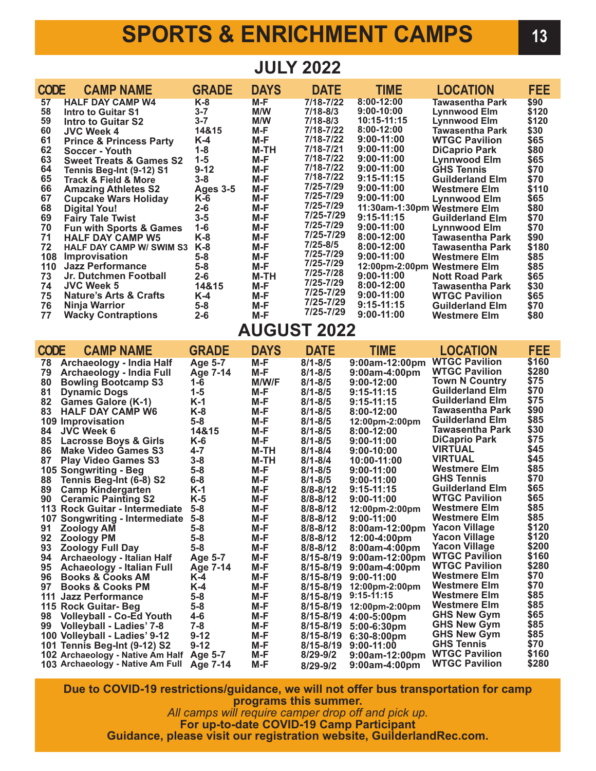# SPORTS & ENRICHMENT CAMPS

## JULY 2022

| CODE | CAMP NAME | GRADE | DAYS | DATE | TIME | LOCATION | FEE |
|---|---|---|---|---|---|---|---|
| 57 | HALF DAY CAMP W4 | K-8 | M-F | 7/18-7/22 | 8:00-12:00 | Tawasentha Park | $90 |
| 58 | Intro to Guitar S1 | 3-7 | M/W | 7/18-8/3 | 9:00-10:00 | Lynnwood Elm | $120 |
| 59 | Intro to Guitar S2 | 3-7 | M/W | 7/18-8/3 | 10:15-11:15 | Lynnwood Elm | $120 |
| 60 | JVC Week 4 | 14&15 | M-F | 7/18-7/22 | 8:00-12:00 | Tawasentha Park | $30 |
| 61 | Prince & Princess Party | K-4 | M-F | 7/18-7/22 | 9:00-11:00 | WTGC Pavilion | $65 |
| 62 | Soccer - Youth | 1-8 | M-TH | 7/18-7/21 | 9:00-11:00 | DiCaprio Park | $80 |
| 63 | Sweet Treats & Games S2 | 1-5 | M-F | 7/18-7/22 | 9:00-11:00 | Lynnwood Elm | $65 |
| 64 | Tennis Beg-Int (9-12) S1 | 9-12 | M-F | 7/18-7/22 | 9:00-11:00 | GHS Tennis | $70 |
| 65 | Track & Field & More | 3-8 | M-F | 7/18-7/22 | 9:15-11:15 | Guilderland Elm | $70 |
| 66 | Amazing Athletes S2 | Ages 3-5 | M-F | 7/25-7/29 | 9:00-11:00 | Westmere Elm | $110 |
| 67 | Cupcake Wars Holiday | K-6 | M-F | 7/25-7/29 | 9:00-11:00 | Lynnwood Elm | $65 |
| 68 | Digital You! | 2-6 | M-F | 7/25-7/29 | 11:30am-1:30pm | Westmere Elm | $80 |
| 69 | Fairy Tale Twist | 3-5 | M-F | 7/25-7/29 | 9:15-11:15 | Guilderland Elm | $70 |
| 70 | Fun with Sports & Games | 1-6 | M-F | 7/25-7/29 | 9:00-11:00 | Lynnwood Elm | $70 |
| 71 | HALF DAY CAMP W5 | K-8 | M-F | 7/25-7/29 | 8:00-12:00 | Tawasentha Park | $90 |
| 72 | HALF DAY CAMP W/ SWIM S3 | K-8 | M-F | 7/25-8/5 | 8:00-12:00 | Tawasentha Park | $180 |
| 108 | Improvisation | 5-8 | M-F | 7/25-7/29 | 9:00-11:00 | Westmere Elm | $85 |
| 110 | Jazz Performance | 5-8 | M-F | 7/25-7/29 | 12:00pm-2:00pm | Westmere Elm | $85 |
| 73 | Jr. Dutchmen Football | 2-6 | M-TH | 7/25-7/28 | 9:00-11:00 | Nott Road Park | $65 |
| 74 | JVC Week 5 | 14&15 | M-F | 7/25-7/29 | 8:00-12:00 | Tawasentha Park | $30 |
| 75 | Nature's Arts & Crafts | K-4 | M-F | 7/25-7/29 | 9:00-11:00 | WTGC Pavilion | $65 |
| 76 | Ninja Warrior | 5-8 | M-F | 7/25-7/29 | 9:15-11:15 | Guilderland Elm | $70 |
| 77 | Wacky Contraptions | 2-6 | M-F | 7/25-7/29 | 9:00-11:00 | Westmere Elm | $80 |

## AUGUST 2022

| CODE | CAMP NAME | GRADE | DAYS | DATE | TIME | LOCATION | FEE |
|---|---|---|---|---|---|---|---|
| 78 | Archaeology - India Half | Age 5-7 | M-F | 8/1-8/5 | 9:00am-12:00pm | WTGC Pavilion | $160 |
| 79 | Archaeology - India Full | Age 7-14 | M-F | 8/1-8/5 | 9:00am-4:00pm | WTGC Pavilion | $280 |
| 80 | Bowling Bootcamp S3 | 1-6 | M/W/F | 8/1-8/5 | 9:00-12:00 | Town N Country | $75 |
| 81 | Dynamic Dogs | 1-5 | M-F | 8/1-8/5 | 9:15-11:15 | Guilderland Elm | $70 |
| 82 | Games Galore (K-1) | K-1 | M-F | 8/1-8/5 | 9:15-11:15 | Guilderland Elm | $75 |
| 83 | HALF DAY CAMP W6 | K-8 | M-F | 8/1-8/5 | 8:00-12:00 | Tawasentha Park | $90 |
| 109 | Improvisation | 5-8 | M-F | 8/1-8/5 | 12:00pm-2:00pm | Guilderland Elm | $85 |
| 84 | JVC Week 6 | 14&15 | M-F | 8/1-8/5 | 8:00-12:00 | Tawasentha Park | $30 |
| 85 | Lacrosse Boys & Girls | K-6 | M-F | 8/1-8/5 | 9:00-11:00 | DiCaprio Park | $75 |
| 86 | Make Video Games S3 | 4-7 | M-TH | 8/1-8/4 | 9:00-10:00 | VIRTUAL | $45 |
| 87 | Play Video Games S3 | 3-8 | M-TH | 8/1-8/4 | 10:00-11:00 | VIRTUAL | $45 |
| 105 | Songwriting - Beg | 5-8 | M-F | 8/1-8/5 | 9:00-11:00 | Westmere Elm | $85 |
| 88 | Tennis Beg-Int (6-8) S2 | 6-8 | M-F | 8/1-8/5 | 9:00-11:00 | GHS Tennis | $70 |
| 89 | Camp Kindergarten | K-1 | M-F | 8/8-8/12 | 9:15-11:15 | Guilderland Elm | $65 |
| 90 | Ceramic Painting S2 | K-5 | M-F | 8/8-8/12 | 9:00-11:00 | WTGC Pavilion | $65 |
| 113 | Rock Guitar - Intermediate | 5-8 | M-F | 8/8-8/12 | 12:00pm-2:00pm | Westmere Elm | $85 |
| 107 | Songwriting - Intermediate | 5-8 | M-F | 8/8-8/12 | 9:00-11:00 | Westmere Elm | $85 |
| 91 | Zoology AM | 5-8 | M-F | 8/8-8/12 | 8:00am-12:00pm | Yacon Village | $120 |
| 92 | Zoology PM | 5-8 | M-F | 8/8-8/12 | 12:00-4:00pm | Yacon Village | $120 |
| 93 | Zoology Full Day | 5-8 | M-F | 8/8-8/12 | 8:00am-4:00pm | Yacon Village | $200 |
| 94 | Archaeology - Italian Half | Age 5-7 | M-F | 8/15-8/19 | 9:00am-12:00pm | WTGC Pavilion | $160 |
| 95 | Achaeology - Italian Full | Age 7-14 | M-F | 8/15-8/19 | 9:00am-4:00pm | WTGC Pavilion | $280 |
| 96 | Books & Cooks AM | K-4 | M-F | 8/15-8/19 | 9:00-11:00 | Westmere Elm | $70 |
| 97 | Books & Cooks PM | K-4 | M-F | 8/15-8/19 | 12:00pm-2:00pm | Westmere Elm | $70 |
| 111 | Jazz Performance | 5-8 | M-F | 8/15-8/19 | 9:15-11:15 | Westmere Elm | $85 |
| 115 | Rock Guitar- Beg | 5-8 | M-F | 8/15-8/19 | 12:00pm-2:00pm | Westmere Elm | $85 |
| 98 | Volleyball - Co-Ed Youth | 4-6 | M-F | 8/15-8/19 | 4:00-5:00pm | GHS New Gym | $65 |
| 99 | Volleyball - Ladies' 7-8 | 7-8 | M-F | 8/15-8/19 | 5:00-6:30pm | GHS New Gym | $85 |
| 100 | Volleyball - Ladies' 9-12 | 9-12 | M-F | 8/15-8/19 | 6:30-8:00pm | GHS New Gym | $85 |
| 101 | Tennis Beg-Int (9-12) S2 | 9-12 | M-F | 8/15-8/19 | 9:00-11:00 | GHS Tennis | $70 |
| 102 | Archaeology - Native Am Half | Age 5-7 | M-F | 8/29-9/2 | 9:00am-12:00pm | WTGC Pavilion | $160 |
| 103 | Archaeology - Native Am Full | Age 7-14 | M-F | 8/29-9/2 | 9:00am-4:00pm | WTGC Pavilion | $280 |

**Due to COVID-19 restrictions/guidance, we will not offer bus transportation for camp programs this summer.**

*All camps will require camper drop off and pick up.*

**For up-to-date COVID-19 Camp Participant Guidance, please visit our registration website, GuilderlandRec.com.**